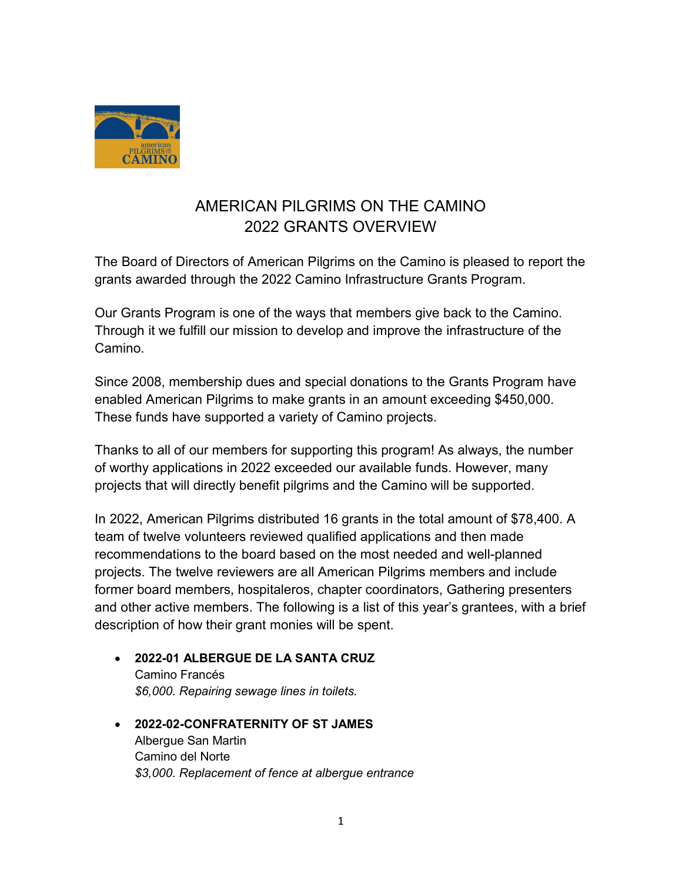# AMERICAN PILGRIMS ON THE CAMINO
# 2022 GRANTS OVERVIEW

The Board of Directors of American Pilgrims on the Camino is pleased to report the grants awarded through the 2022 Camino Infrastructure Grants Program.

Our Grants Program is one of the ways that members give back to the Camino. Through it we fulfill our mission to develop and improve the infrastructure of the Camino.

Since 2008, membership dues and special donations to the Grants Program have enabled American Pilgrims to make grants in an amount exceeding $450,000. These funds have supported a variety of Camino projects.

Thanks to all of our members for supporting this program! As always, the number of worthy applications in 2022 exceeded our available funds. However, many projects that will directly benefit pilgrims and the Camino will be supported.

In 2022, American Pilgrims distributed 16 grants in the total amount of $78,400. A team of twelve volunteers reviewed qualified applications and then made recommendations to the board based on the most needed and well-planned projects. The twelve reviewers are all American Pilgrims members and include former board members, hospitaleros, chapter coordinators, Gathering presenters and other active members. The following is a list of this year's grantees, with a brief description of how their grant monies will be spent.

- **2022-01 ALBERGUE DE LA SANTA CRUZ**
  Camino Francés
  *$6,000. Repairing sewage lines in toilets.*

- **2022-02-CONFRATERNITY OF ST JAMES**
  Albergue San Martin
  Camino del Norte
  *$3,000. Replacement of fence at albergue entrance*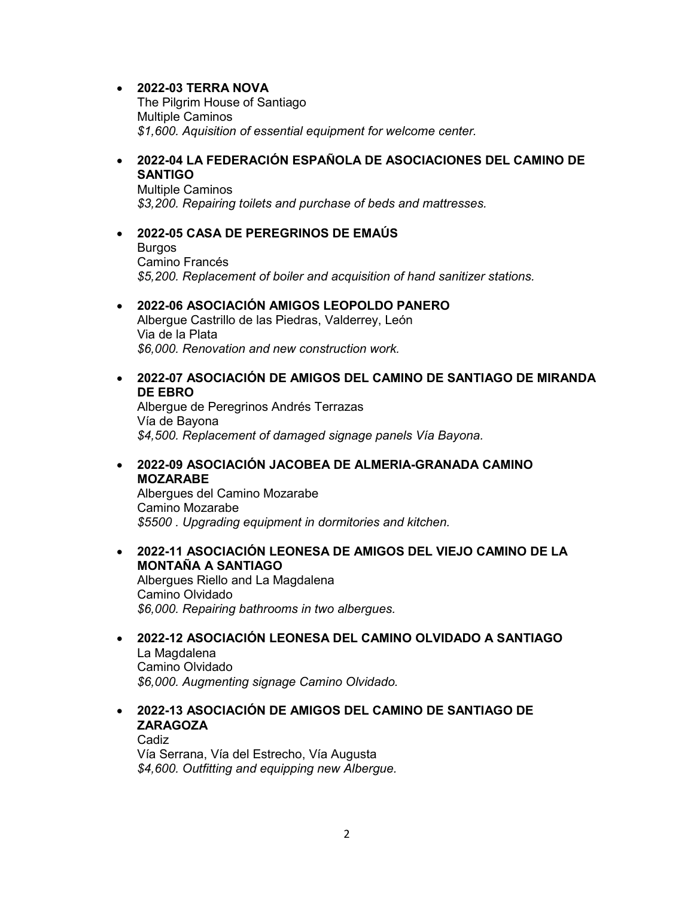- **2022-03 TERRA NOVA**
  The Pilgrim House of Santiago
  Multiple Caminos
  *$1,600. Aquisition of essential equipment for welcome center.*

- **2022-04 LA FEDERACIÓN ESPAÑOLA DE ASOCIACIONES DEL CAMINO DE SANTIGO**
  Multiple Caminos
  *$3,200. Repairing toilets and purchase of beds and mattresses.*

- **2022-05 CASA DE PEREGRINOS DE EMAÚS**
  Burgos
  Camino Francés
  *$5,200. Replacement of boiler and acquisition of hand sanitizer stations.*

- **2022-06 ASOCIACIÓN AMIGOS LEOPOLDO PANERO**
  Albergue Castrillo de las Piedras, Valderrey, León
  Via de la Plata
  *$6,000. Renovation and new construction work.*

- **2022-07 ASOCIACIÓN DE AMIGOS DEL CAMINO DE SANTIAGO DE MIRANDA DE EBRO**
  Albergue de Peregrinos Andrés Terrazas
  Vía de Bayona
  *$4,500. Replacement of damaged signage panels Vía Bayona.*

- **2022-09 ASOCIACIÓN JACOBEA DE ALMERIA-GRANADA CAMINO MOZARABE**
  Albergues del Camino Mozarabe
  Camino Mozarabe
  *$5500 . Upgrading equipment in dormitories and kitchen.*

- **2022-11 ASOCIACIÓN LEONESA DE AMIGOS DEL VIEJO CAMINO DE LA MONTAÑA A SANTIAGO**
  Albergues Riello and La Magdalena
  Camino Olvidado
  *$6,000. Repairing bathrooms in two albergues.*

- **2022-12 ASOCIACIÓN LEONESA DEL CAMINO OLVIDADO A SANTIAGO**
  La Magdalena
  Camino Olvidado
  *$6,000. Augmenting signage Camino Olvidado.*

- **2022-13 ASOCIACIÓN DE AMIGOS DEL CAMINO DE SANTIAGO DE ZARAGOZA**
  Cadiz
  Vía Serrana, Vía del Estrecho, Vía Augusta
  *$4,600. Outfitting and equipping new Albergue.*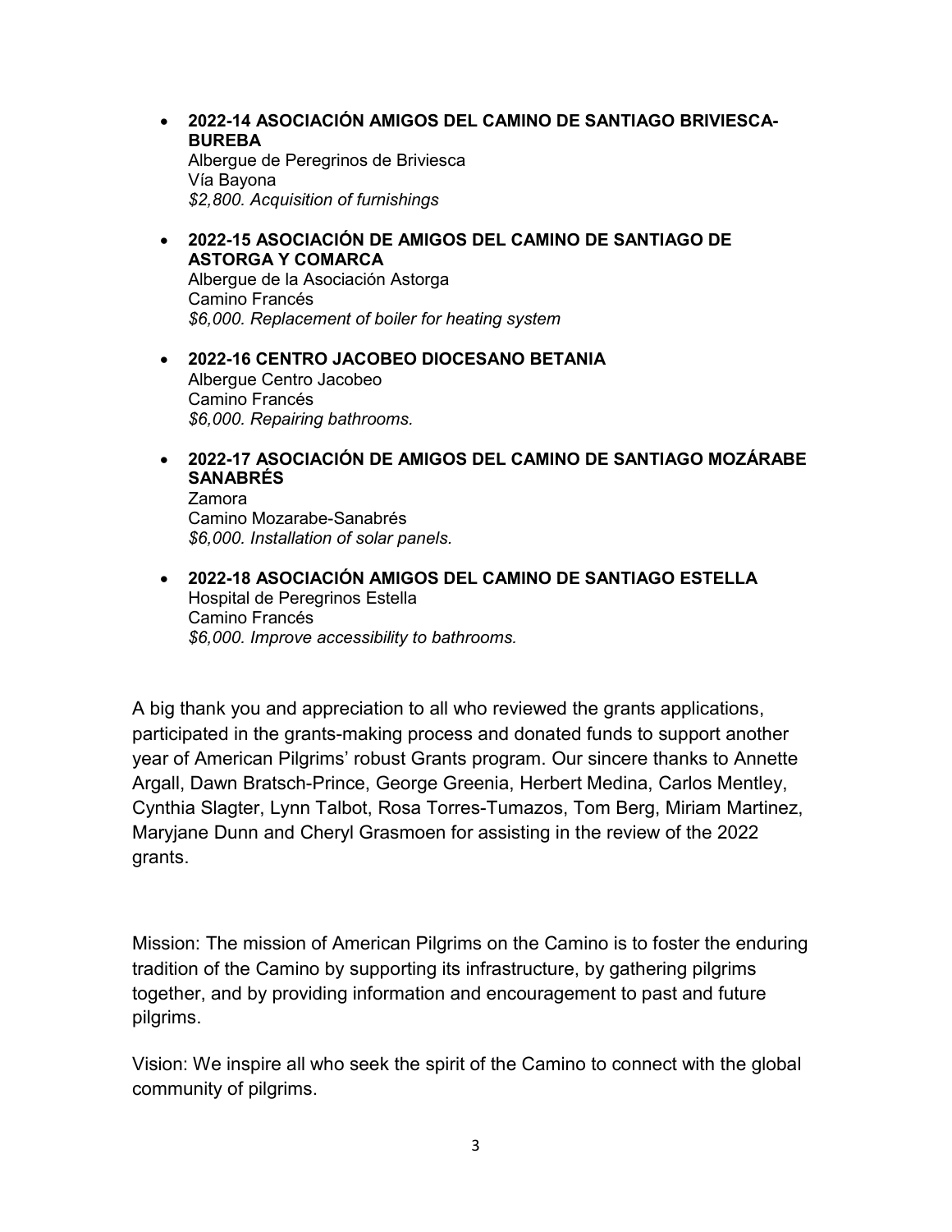- **2022-14 ASOCIACIÓN AMIGOS DEL CAMINO DE SANTIAGO BRIVIESCA-BUREBA**
  Albergue de Peregrinos de Briviesca
  Vía Bayona
  *$2,800. Acquisition of furnishings*

- **2022-15 ASOCIACIÓN DE AMIGOS DEL CAMINO DE SANTIAGO DE ASTORGA Y COMARCA**
  Albergue de la Asociación Astorga
  Camino Francés
  *$6,000. Replacement of boiler for heating system*

- **2022-16 CENTRO JACOBEO DIOCESANO BETANIA**
  Albergue Centro Jacobeo
  Camino Francés
  *$6,000. Repairing bathrooms.*

- **2022-17 ASOCIACIÓN DE AMIGOS DEL CAMINO DE SANTIAGO MOZÁRABE SANABRÉS**
  Zamora
  Camino Mozarabe-Sanabrés
  *$6,000. Installation of solar panels.*

- **2022-18 ASOCIACIÓN AMIGOS DEL CAMINO DE SANTIAGO ESTELLA**
  Hospital de Peregrinos Estella
  Camino Francés
  *$6,000. Improve accessibility to bathrooms.*

A big thank you and appreciation to all who reviewed the grants applications, participated in the grants-making process and donated funds to support another year of American Pilgrims' robust Grants program. Our sincere thanks to Annette Argall, Dawn Bratsch-Prince, George Greenia, Herbert Medina, Carlos Mentley, Cynthia Slagter, Lynn Talbot, Rosa Torres-Tumazos, Tom Berg, Miriam Martinez, Maryjane Dunn and Cheryl Grasmoen for assisting in the review of the 2022 grants.

Mission: The mission of American Pilgrims on the Camino is to foster the enduring tradition of the Camino by supporting its infrastructure, by gathering pilgrims together, and by providing information and encouragement to past and future pilgrims.

Vision: We inspire all who seek the spirit of the Camino to connect with the global community of pilgrims.